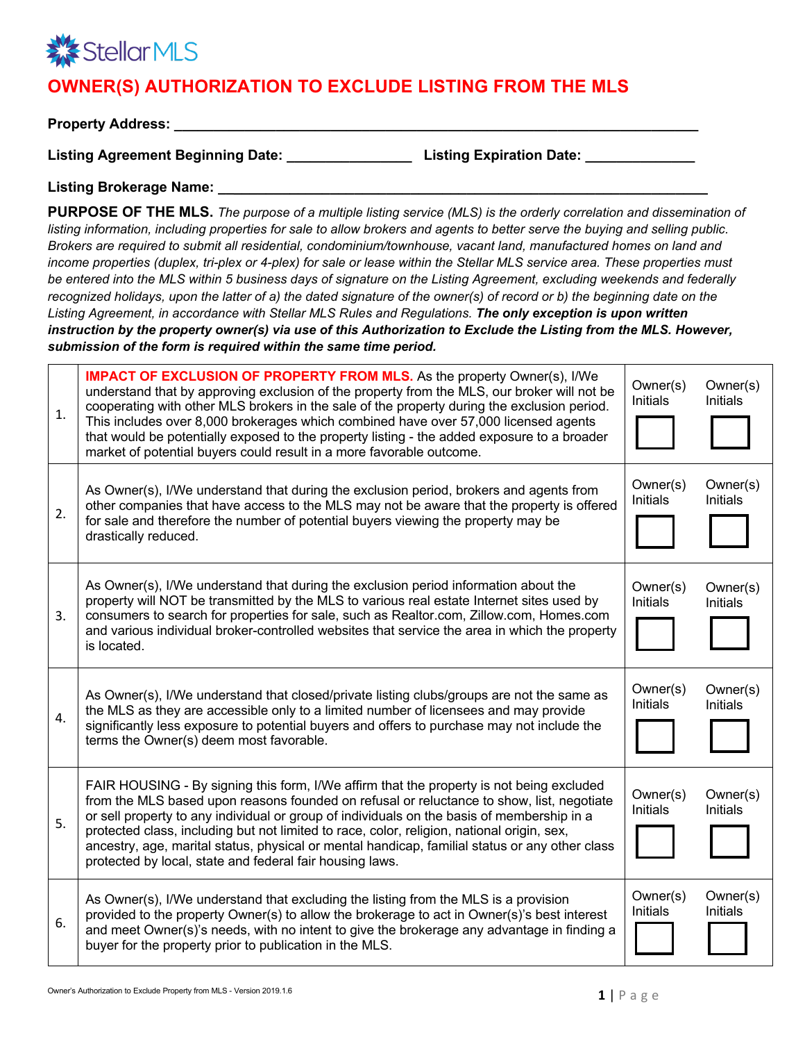StellarMLS

# OWNER(S) AUTHORIZATION TO EXCLUDE LISTING FROM THE MLS

**Property Address:** ___________________________________________________________________

**Listing Agreement Beginning Date:** _______________ **Listing Expiration Date:** _____________

**Listing Brokerage Name:** ______________________________________________________________

**PURPOSE OF THE MLS.** *The purpose of a multiple listing service (MLS) is the orderly correlation and dissemination of listing information, including properties for sale to allow brokers and agents to better serve the buying and selling public. Brokers are required to submit all residential, condominium/townhouse, vacant land, manufactured homes on land and income properties (duplex, tri-plex or 4-plex) for sale or lease within the Stellar MLS service area. These properties must be entered into the MLS within 5 business days of signature on the Listing Agreement, excluding weekends and federally recognized holidays, upon the latter of a) the dated signature of the owner(s) of record or b) the beginning date on the Listing Agreement, in accordance with Stellar MLS Rules and Regulations.* ***The only exception is upon written instruction by the property owner(s) via use of this Authorization to Exclude the Listing from the MLS. However, submission of the form is required within the same time period.***

| | | Owner(s) Initials | Owner(s) Initials |
|---|---|---|---|
| 1. | **IMPACT OF EXCLUSION OF PROPERTY FROM MLS.** As the property Owner(s), I/We understand that by approving exclusion of the property from the MLS, our broker will not be cooperating with other MLS brokers in the sale of the property during the exclusion period. This includes over 8,000 brokerages which combined have over 57,000 licensed agents that would be potentially exposed to the property listing - the added exposure to a broader market of potential buyers could result in a more favorable outcome. | ☐ | ☐ |
| 2. | As Owner(s), I/We understand that during the exclusion period, brokers and agents from other companies that have access to the MLS may not be aware that the property is offered for sale and therefore the number of potential buyers viewing the property may be drastically reduced. | ☐ | ☐ |
| 3. | As Owner(s), I/We understand that during the exclusion period information about the property will NOT be transmitted by the MLS to various real estate Internet sites used by consumers to search for properties for sale, such as Realtor.com, Zillow.com, Homes.com and various individual broker-controlled websites that service the area in which the property is located. | ☐ | ☐ |
| 4. | As Owner(s), I/We understand that closed/private listing clubs/groups are not the same as the MLS as they are accessible only to a limited number of licensees and may provide significantly less exposure to potential buyers and offers to purchase may not include the terms the Owner(s) deem most favorable. | ☐ | ☐ |
| 5. | FAIR HOUSING - By signing this form, I/We affirm that the property is not being excluded from the MLS based upon reasons founded on refusal or reluctance to show, list, negotiate or sell property to any individual or group of individuals on the basis of membership in a protected class, including but not limited to race, color, religion, national origin, sex, ancestry, age, marital status, physical or mental handicap, familial status or any other class protected by local, state and federal fair housing laws. | ☐ | ☐ |
| 6. | As Owner(s), I/We understand that excluding the listing from the MLS is a provision provided to the property Owner(s) to allow the brokerage to act in Owner(s)'s best interest and meet Owner(s)'s needs, with no intent to give the brokerage any advantage in finding a buyer for the property prior to publication in the MLS. | ☐ | ☐ |

Owner's Authorization to Exclude Property from MLS - Version 2019.1.6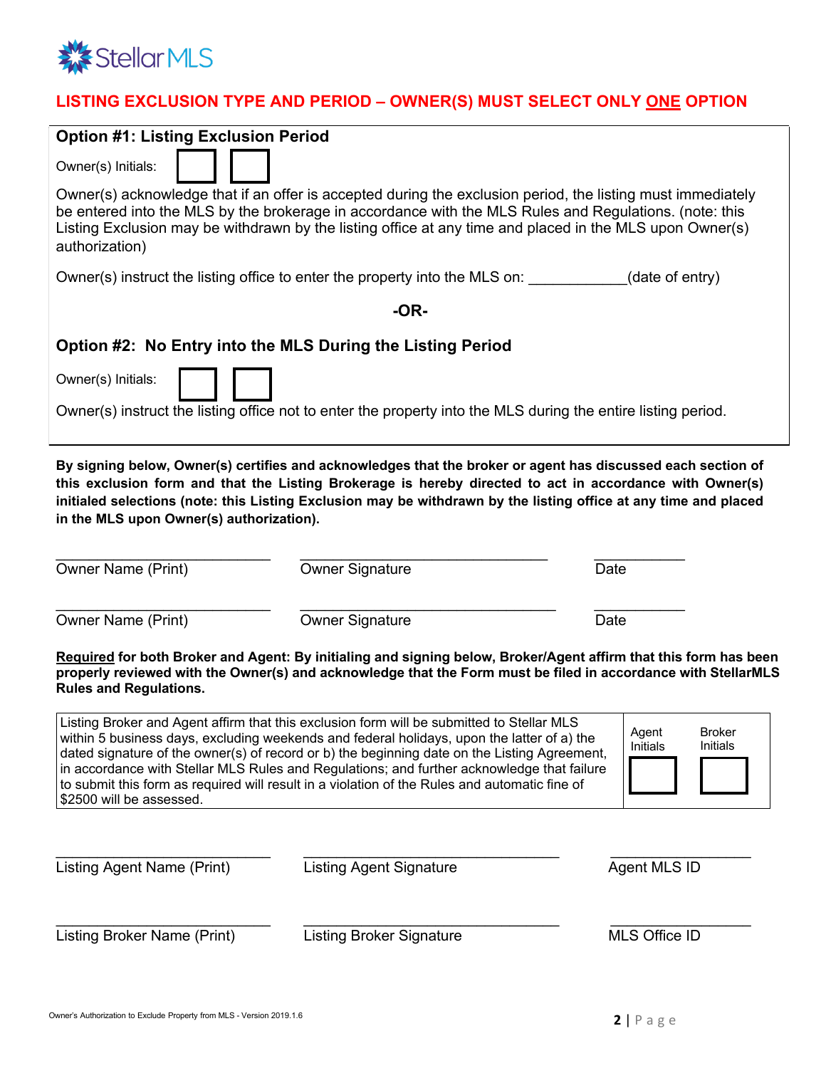StellarMLS

## LISTING EXCLUSION TYPE AND PERIOD – OWNER(S) MUST SELECT ONLY ONE OPTION

### Option #1: Listing Exclusion Period

Owner(s) Initials: ☐ ☐

Owner(s) acknowledge that if an offer is accepted during the exclusion period, the listing must immediately be entered into the MLS by the brokerage in accordance with the MLS Rules and Regulations. (note: this Listing Exclusion may be withdrawn by the listing office at any time and placed in the MLS upon Owner(s) authorization)

Owner(s) instruct the listing office to enter the property into the MLS on: ____________(date of entry)

**-OR-**

### Option #2: No Entry into the MLS During the Listing Period

Owner(s) Initials: ☐ ☐

Owner(s) instruct the listing office not to enter the property into the MLS during the entire listing period.

**By signing below, Owner(s) certifies and acknowledges that the broker or agent has discussed each section of this exclusion form and that the Listing Brokerage is hereby directed to act in accordance with Owner(s) initialed selections (note: this Listing Exclusion may be withdrawn by the listing office at any time and placed in the MLS upon Owner(s) authorization).**

| | | |
|---|---|---|
| ____________________ | ____________________ | __________ |
| Owner Name (Print) | Owner Signature | Date |
| ____________________ | ____________________ | __________ |
| Owner Name (Print) | Owner Signature | Date |

**Required for both Broker and Agent: By initialing and signing below, Broker/Agent affirm that this form has been properly reviewed with the Owner(s) and acknowledge that the Form must be filed in accordance with StellarMLS Rules and Regulations.**

| | Agent Initials | Broker Initials |
|---|---|---|
| Listing Broker and Agent affirm that this exclusion form will be submitted to Stellar MLS within 5 business days, excluding weekends and federal holidays, upon the latter of a) the dated signature of the owner(s) of record or b) the beginning date on the Listing Agreement, in accordance with Stellar MLS Rules and Regulations; and further acknowledge that failure to submit this form as required will result in a violation of the Rules and automatic fine of $2500 will be assessed. | ☐ | ☐ |

| | | |
|---|---|---|
| ____________________ | ____________________ | __________ |
| Listing Agent Name (Print) | Listing Agent Signature | Agent MLS ID |
| ____________________ | ____________________ | __________ |
| Listing Broker Name (Print) | Listing Broker Signature | MLS Office ID |

Owner's Authorization to Exclude Property from MLS - Version 2019.1.6